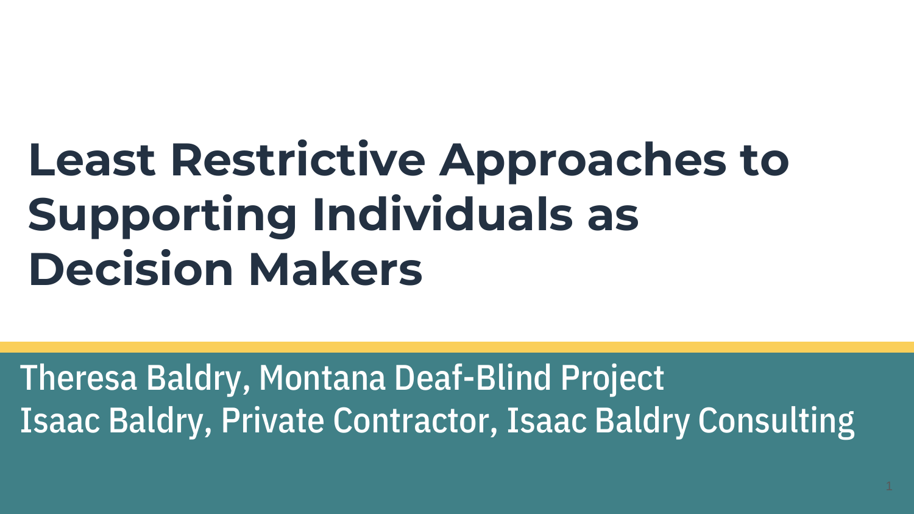# Least Restrictive Approaches to Supporting Individuals as Decision Makers

Theresa Baldry, Montana Deaf-Blind Project
Isaac Baldry, Private Contractor, Isaac Baldry Consulting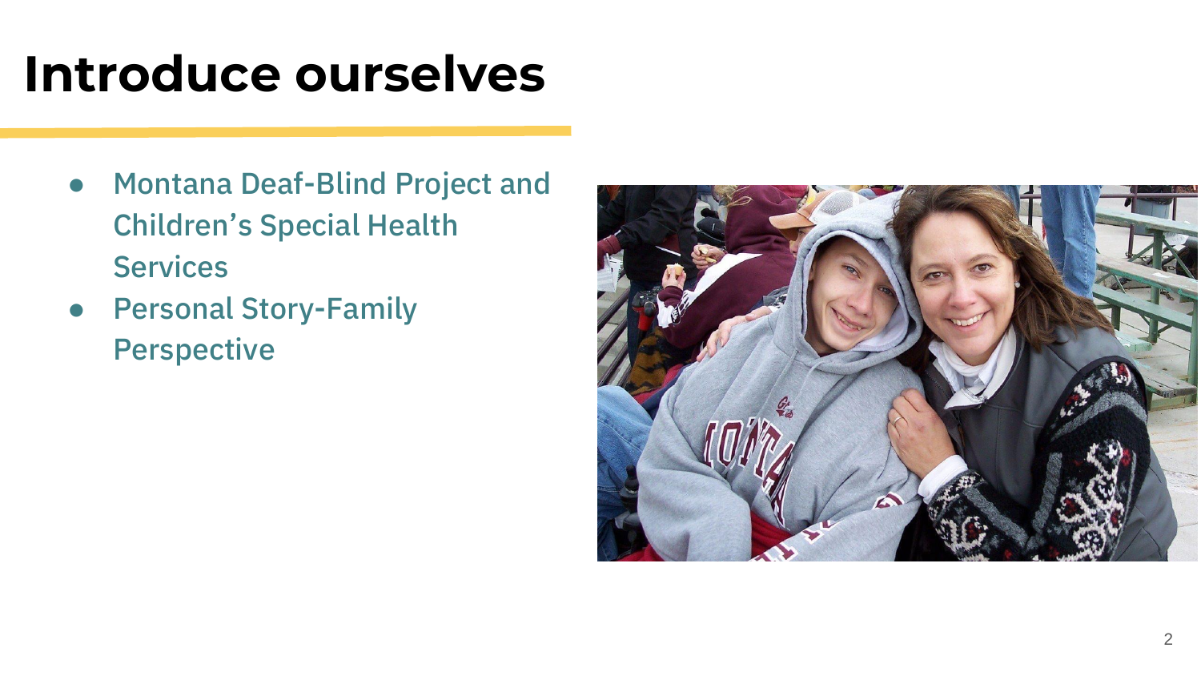# Introduce ourselves

- Montana Deaf-Blind Project and Children's Special Health Services
- Personal Story-Family Perspective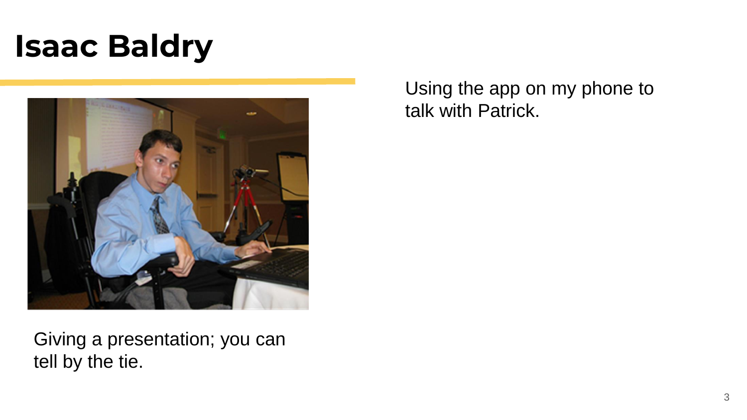# Isaac Baldry

Giving a presentation; you can tell by the tie.

Using the app on my phone to talk with Patrick.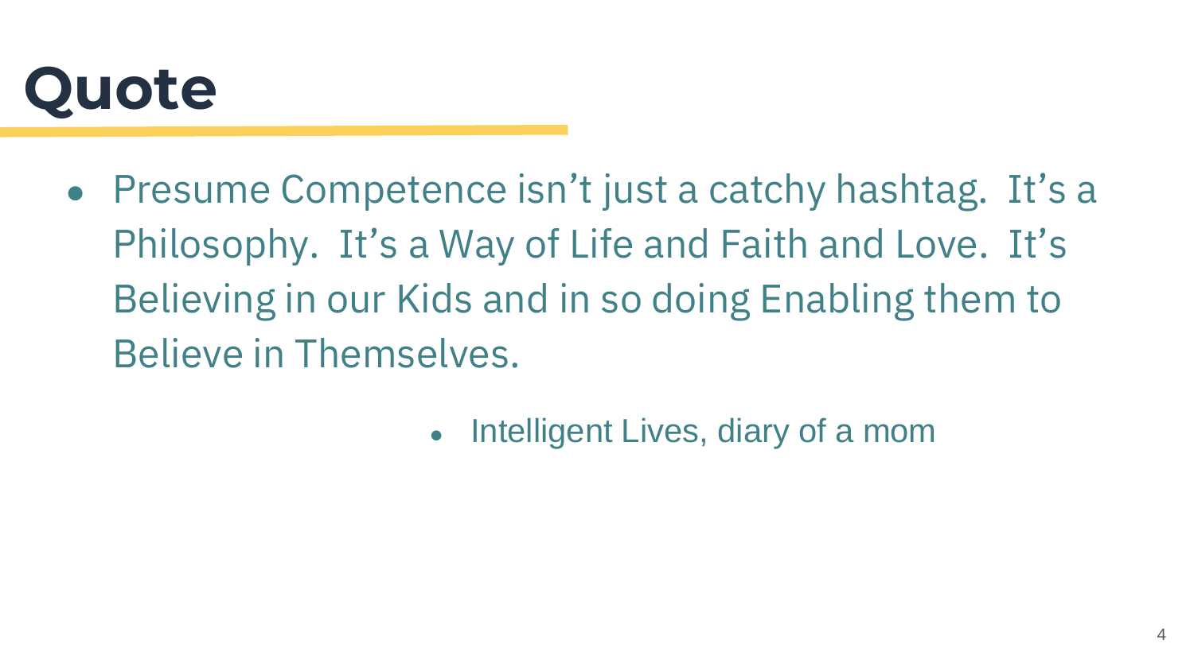# Quote

- Presume Competence isn’t just a catchy hashtag.  It’s a Philosophy.  It’s a Way of Life and Faith and Love.  It’s Believing in our Kids and in so doing Enabling them to Believe in Themselves.

  - Intelligent Lives, diary of a mom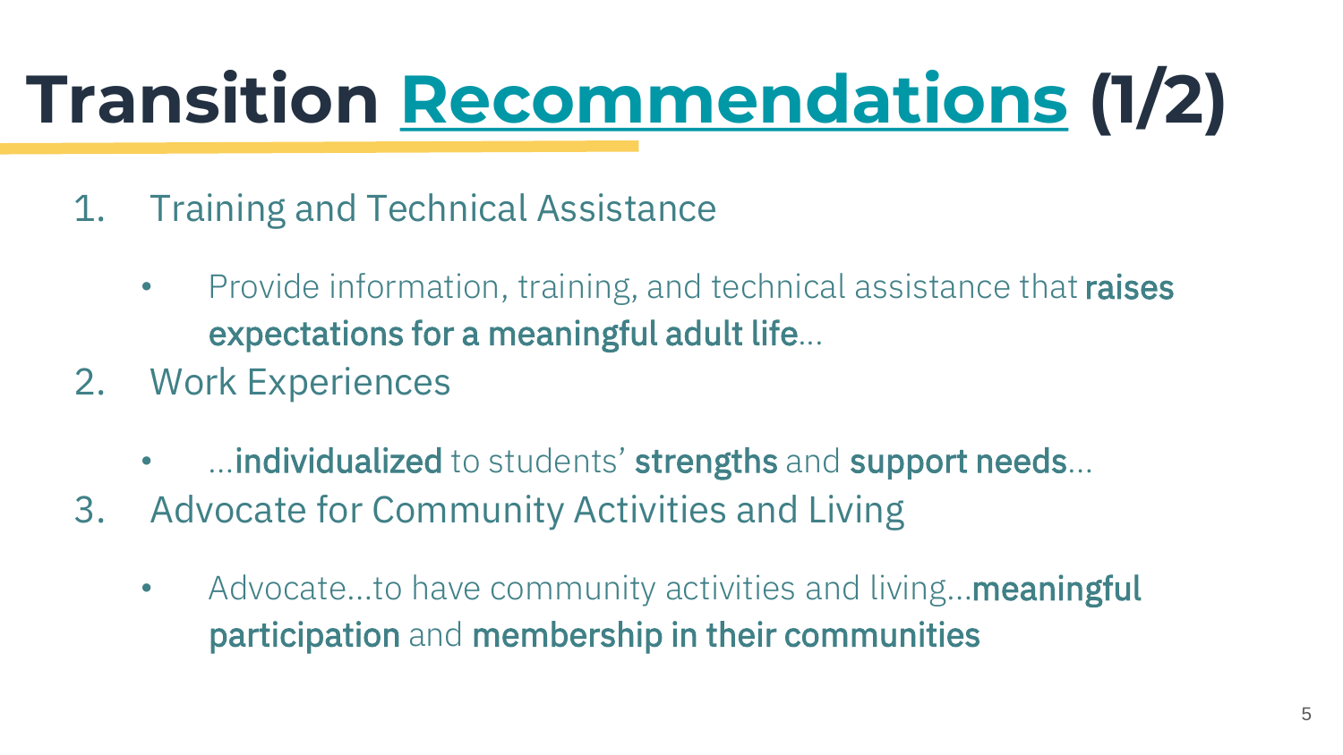# Transition Recommendations (1/2)

1. Training and Technical Assistance
   - Provide information, training, and technical assistance that **raises expectations for a meaningful adult life**…
2. Work Experiences
   - …**individualized** to students' **strengths** and **support needs**…
3. Advocate for Community Activities and Living
   - Advocate…to have community activities and living…**meaningful participation** and **membership in their communities**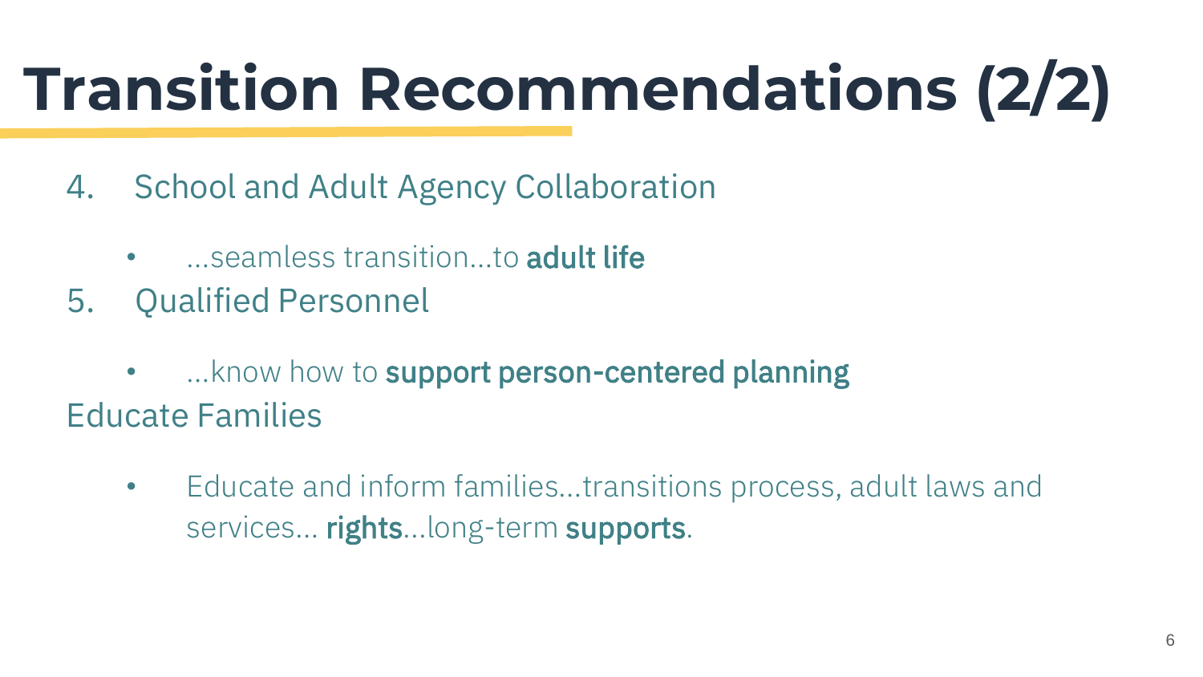# Transition Recommendations (2/2)

4. School and Adult Agency Collaboration
   - ...seamless transition...to **adult life**
5. Qualified Personnel
   - ...know how to **support person-centered planning**

Educate Families

- Educate and inform families...transitions process, adult laws and services... **rights**...long-term **supports**.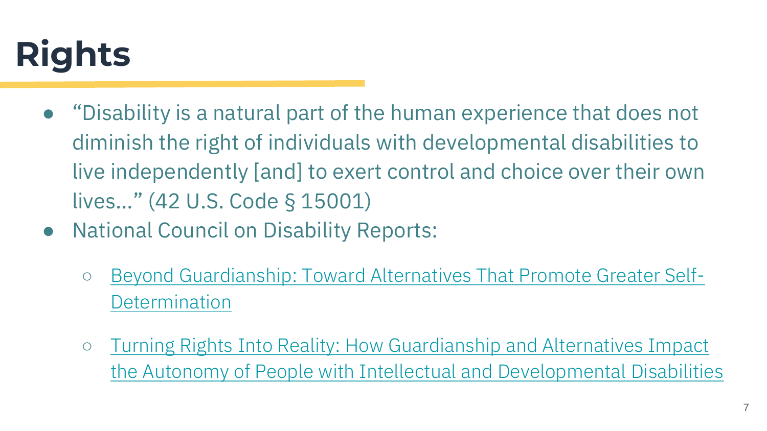# Rights

- "Disability is a natural part of the human experience that does not diminish the right of individuals with developmental disabilities to live independently [and] to exert control and choice over their own lives..." (42 U.S. Code § 15001)
- National Council on Disability Reports:
  - Beyond Guardianship: Toward Alternatives That Promote Greater Self-Determination
  - Turning Rights Into Reality: How Guardianship and Alternatives Impact the Autonomy of People with Intellectual and Developmental Disabilities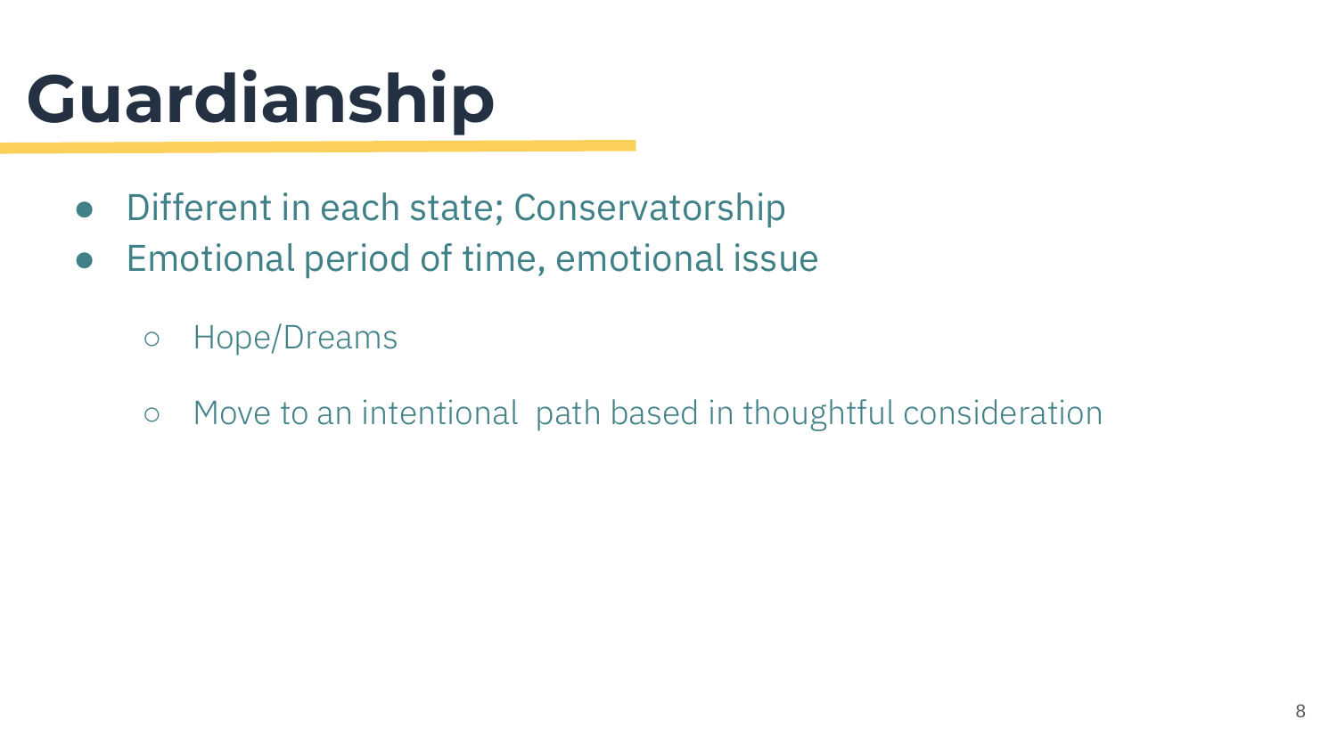# Guardianship

- Different in each state; Conservatorship
- Emotional period of time, emotional issue
  - Hope/Dreams
  - Move to an intentional path based in thoughtful consideration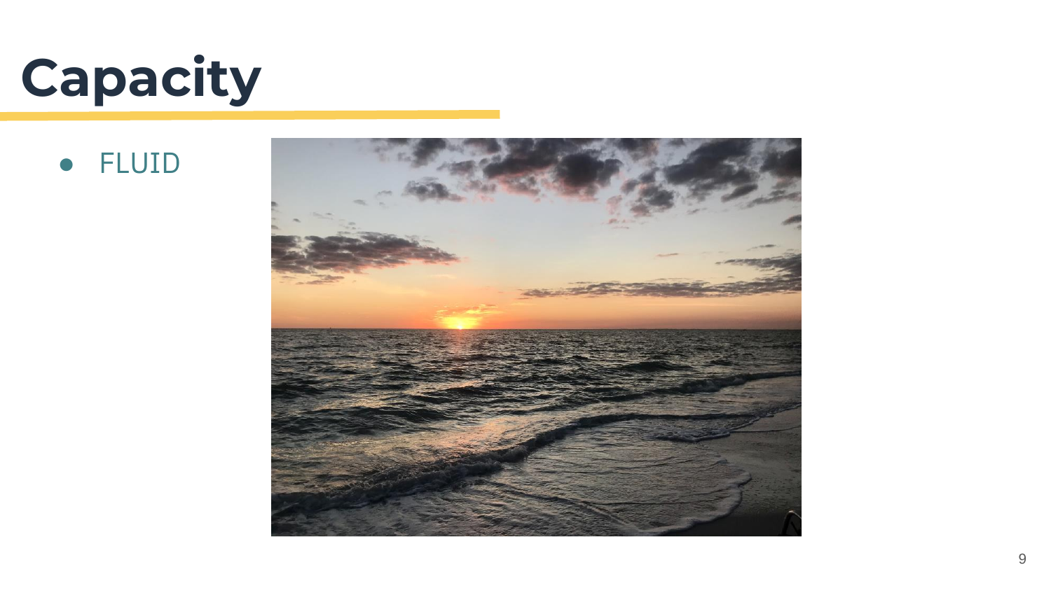# Capacity

- FLUID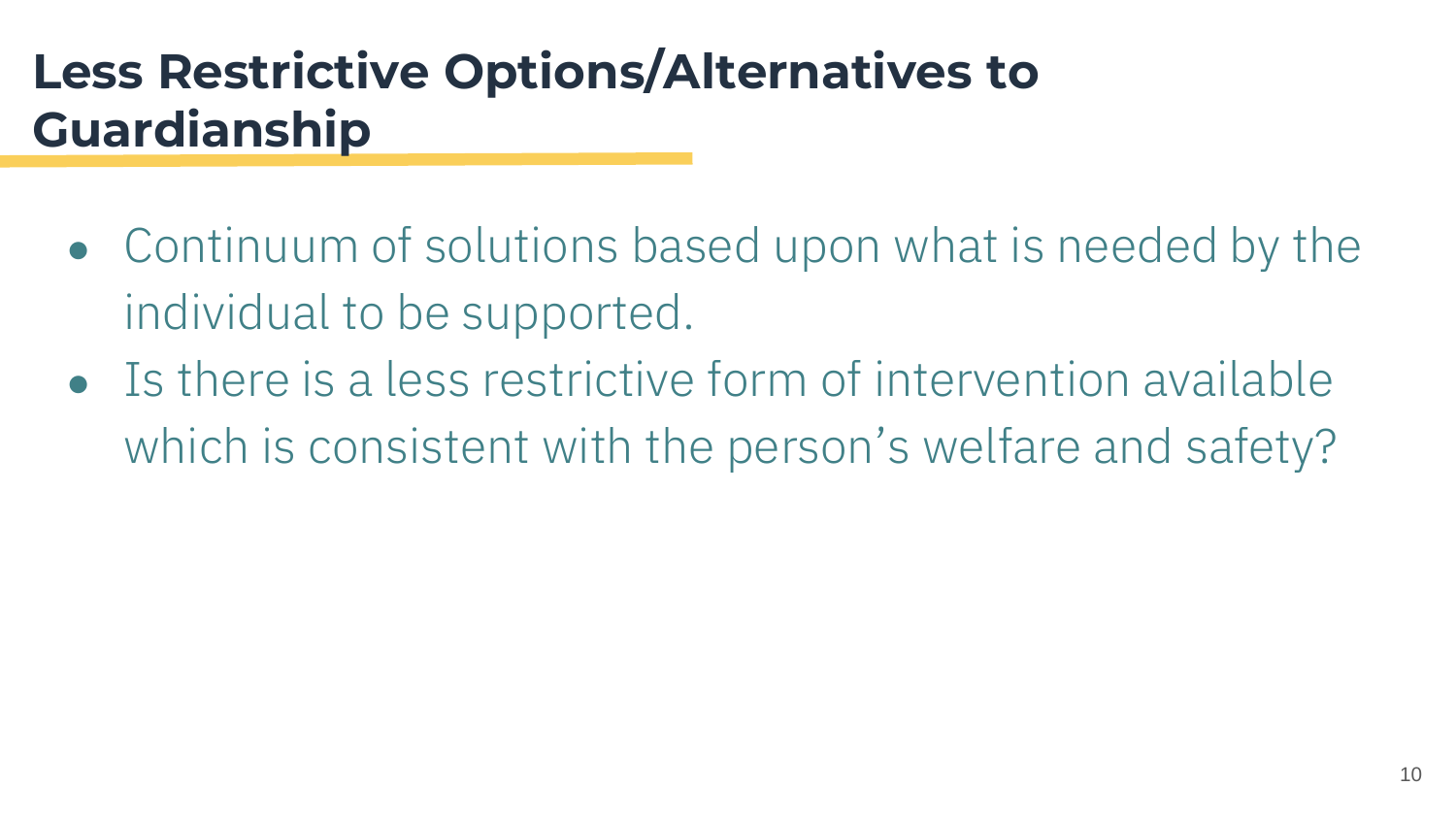# Less Restrictive Options/Alternatives to Guardianship

- Continuum of solutions based upon what is needed by the individual to be supported.
- Is there is a less restrictive form of intervention available which is consistent with the person’s welfare and safety?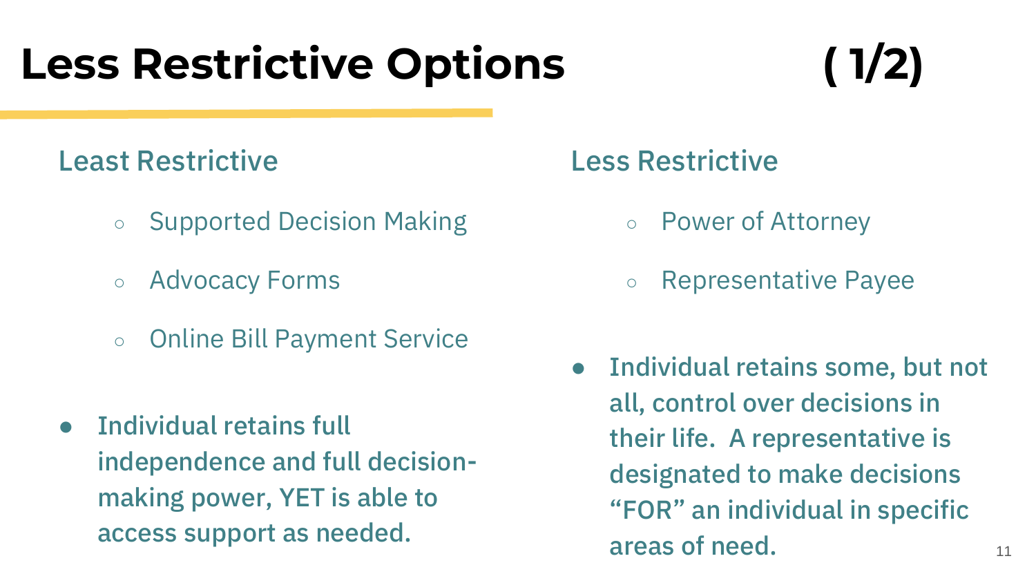# Less Restrictive Options ( 1/2)

## Least Restrictive

- Supported Decision Making
- Advocacy Forms
- Online Bill Payment Service

- **Individual retains full independence and full decision-making power, YET is able to access support as needed.**

## Less Restrictive

- Power of Attorney
- Representative Payee

- **Individual retains some, but not all, control over decisions in their life. A representative is designated to make decisions "FOR" an individual in specific areas of need.**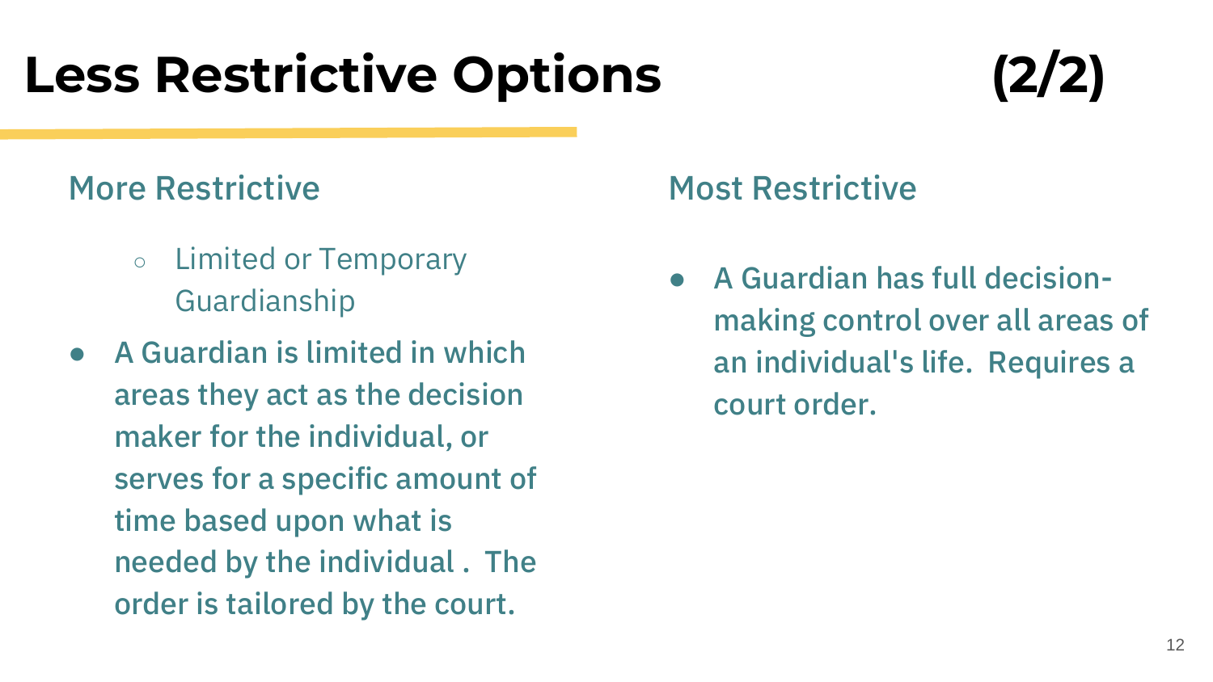# Less Restrictive Options (2/2)

## More Restrictive

- Limited or Temporary Guardianship

- A Guardian is limited in which areas they act as the decision maker for the individual, or serves for a specific amount of time based upon what is needed by the individual . The order is tailored by the court.

## Most Restrictive

- A Guardian has full decision-making control over all areas of an individual's life. Requires a court order.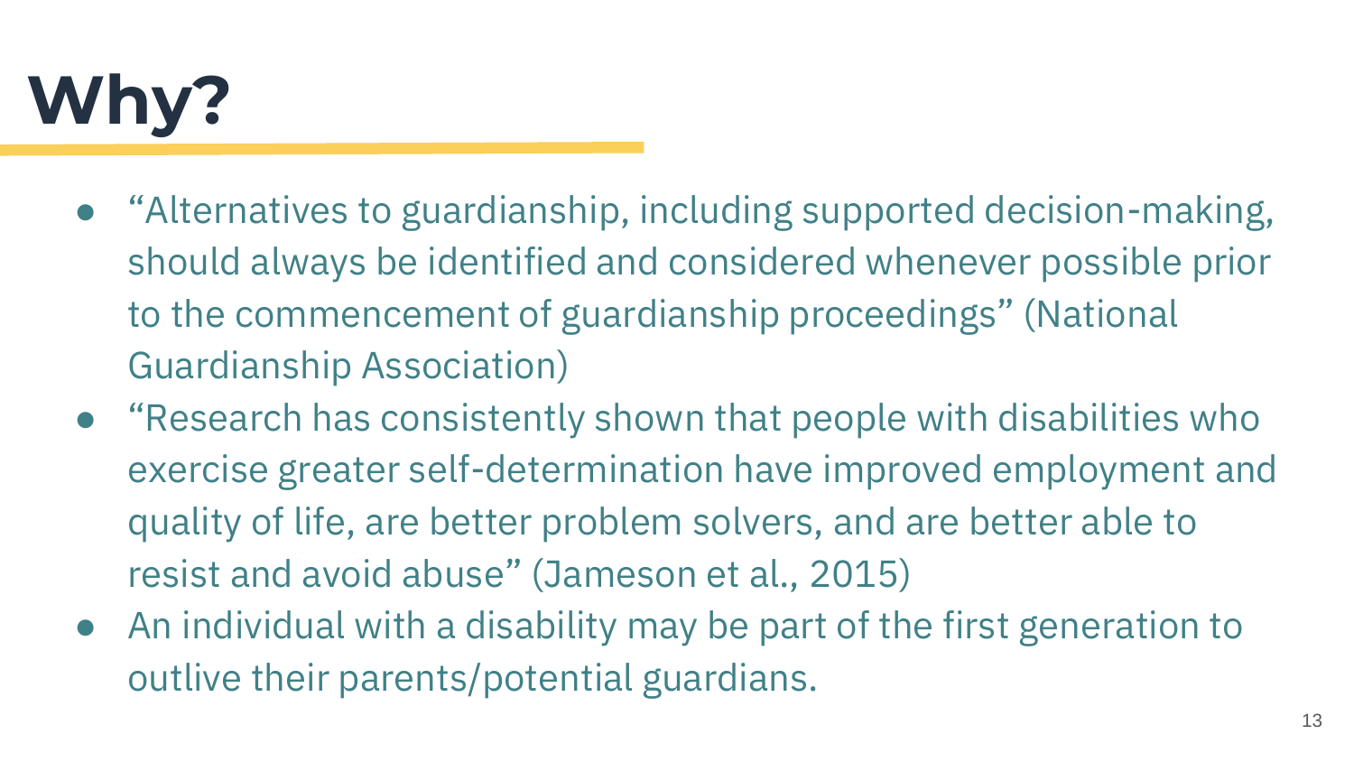# Why?

- "Alternatives to guardianship, including supported decision-making, should always be identified and considered whenever possible prior to the commencement of guardianship proceedings" (National Guardianship Association)
- "Research has consistently shown that people with disabilities who exercise greater self-determination have improved employment and quality of life, are better problem solvers, and are better able to resist and avoid abuse" (Jameson et al., 2015)
- An individual with a disability may be part of the first generation to outlive their parents/potential guardians.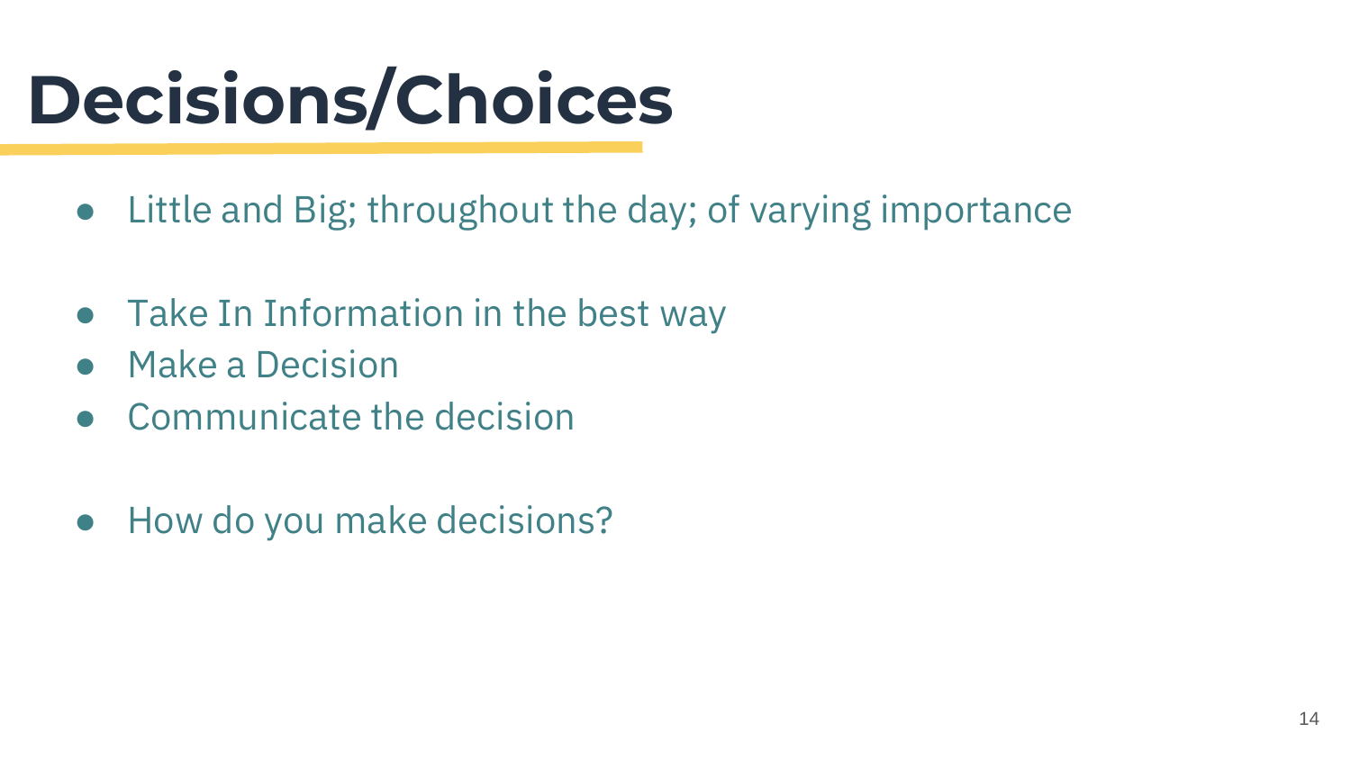# Decisions/Choices

- Little and Big; throughout the day; of varying importance

- Take In Information in the best way
- Make a Decision
- Communicate the decision

- How do you make decisions?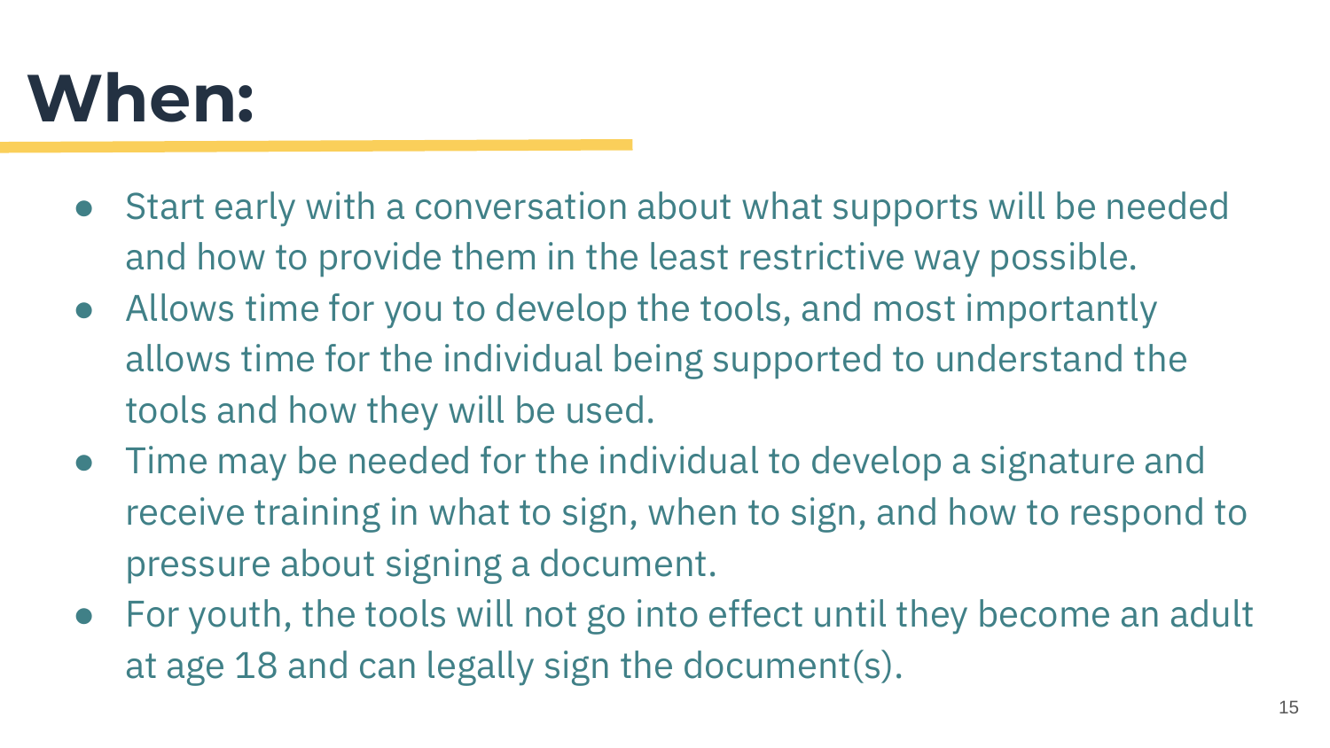# When:

- Start early with a conversation about what supports will be needed and how to provide them in the least restrictive way possible.
- Allows time for you to develop the tools, and most importantly allows time for the individual being supported to understand the tools and how they will be used.
- Time may be needed for the individual to develop a signature and receive training in what to sign, when to sign, and how to respond to pressure about signing a document.
- For youth, the tools will not go into effect until they become an adult at age 18 and can legally sign the document(s).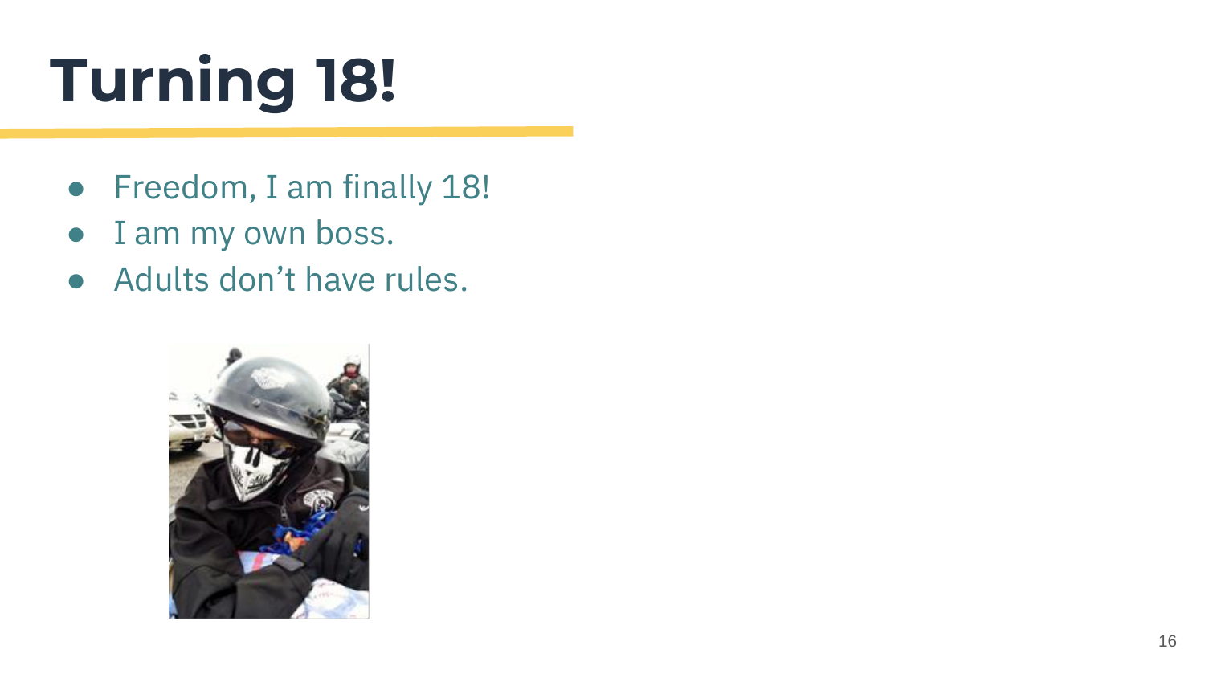# Turning 18!

- Freedom, I am finally 18!
- I am my own boss.
- Adults don’t have rules.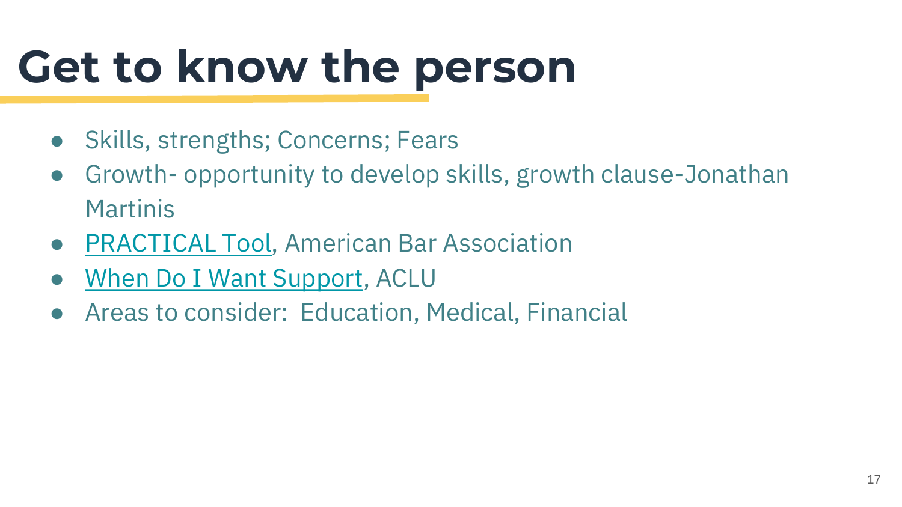# Get to know the person

- Skills, strengths; Concerns; Fears
- Growth- opportunity to develop skills, growth clause-Jonathan Martinis
- PRACTICAL Tool, American Bar Association
- When Do I Want Support, ACLU
- Areas to consider:  Education, Medical, Financial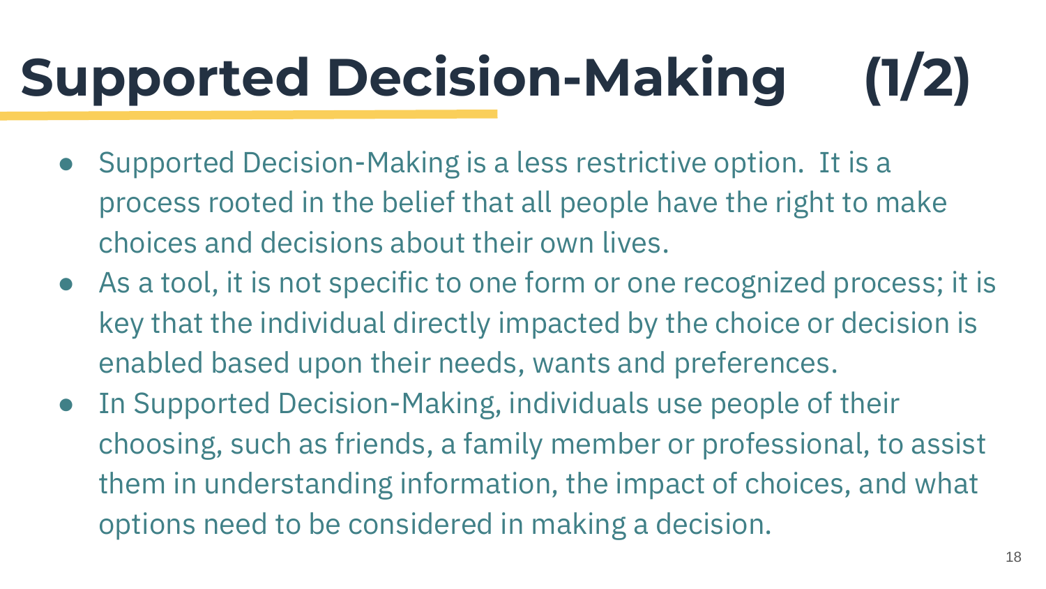# Supported Decision-Making (1/2)

- Supported Decision-Making is a less restrictive option. It is a process rooted in the belief that all people have the right to make choices and decisions about their own lives.
- As a tool, it is not specific to one form or one recognized process; it is key that the individual directly impacted by the choice or decision is enabled based upon their needs, wants and preferences.
- In Supported Decision-Making, individuals use people of their choosing, such as friends, a family member or professional, to assist them in understanding information, the impact of choices, and what options need to be considered in making a decision.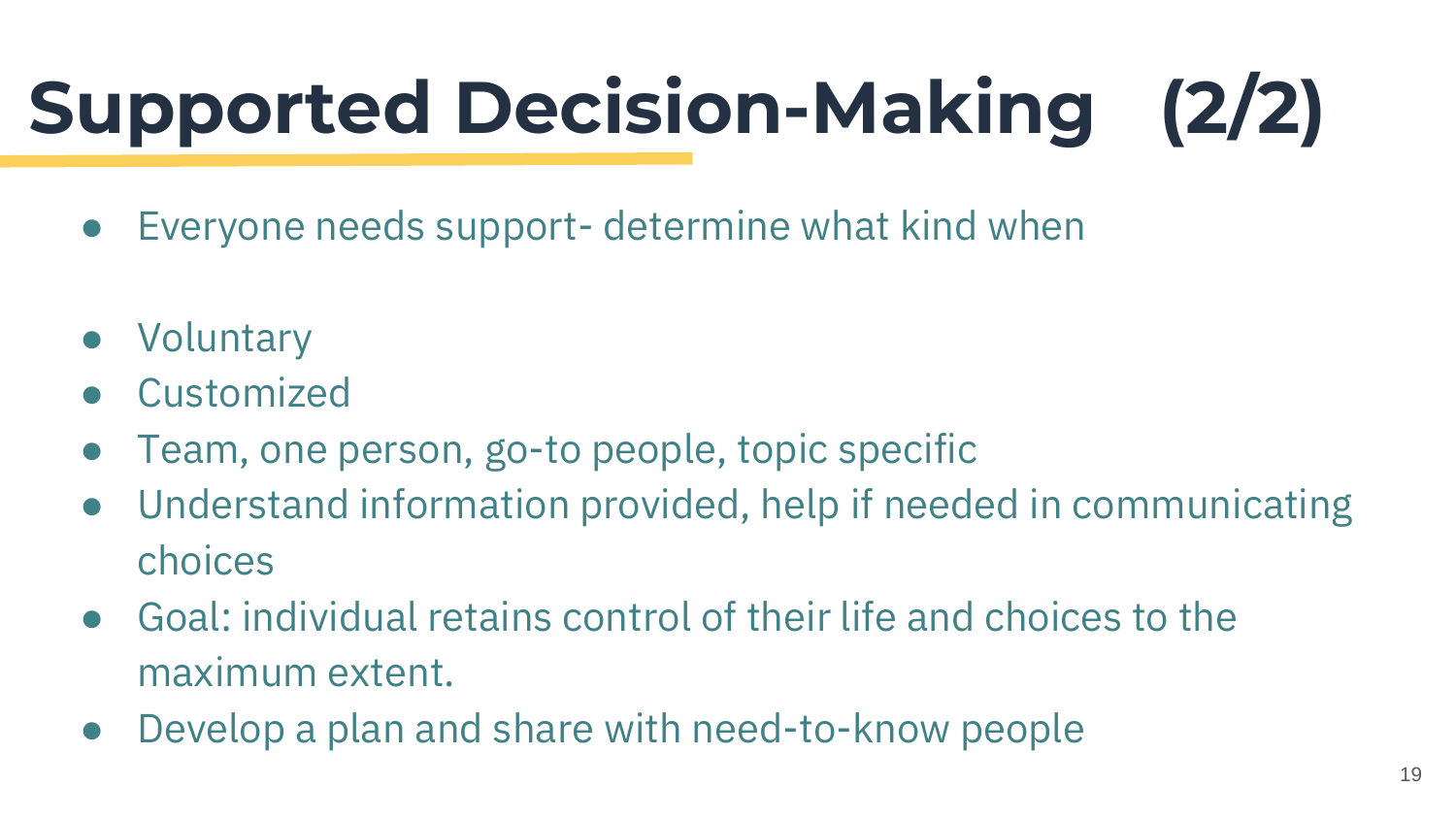# Supported Decision-Making (2/2)

- Everyone needs support- determine what kind when

- Voluntary
- Customized
- Team, one person, go-to people, topic specific
- Understand information provided, help if needed in communicating choices
- Goal: individual retains control of their life and choices to the maximum extent.
- Develop a plan and share with need-to-know people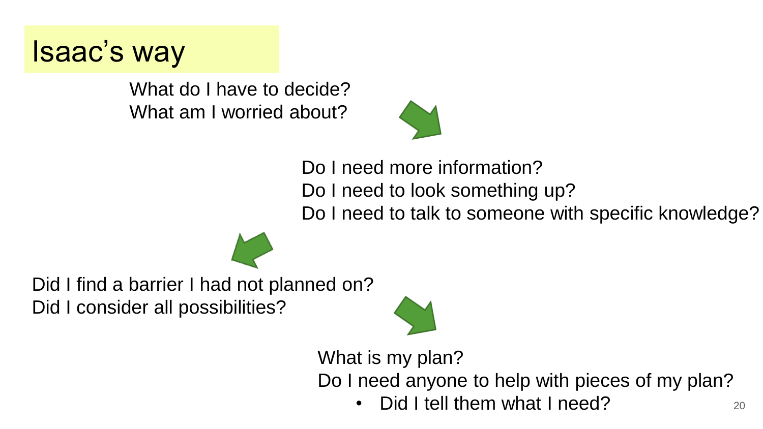# Isaac's way

What do I have to decide?
What am I worried about?

Do I need more information?
Do I need to look something up?
Do I need to talk to someone with specific knowledge?

Did I find a barrier I had not planned on?
Did I consider all possibilities?

What is my plan?
Do I need anyone to help with pieces of my plan?

- Did I tell them what I need?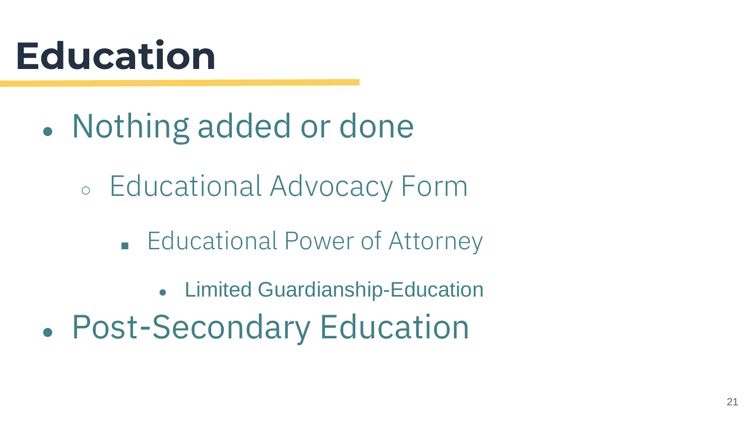# Education

- Nothing added or done
    - Educational Advocacy Form
        - Educational Power of Attorney
            - Limited Guardianship-Education
- Post-Secondary Education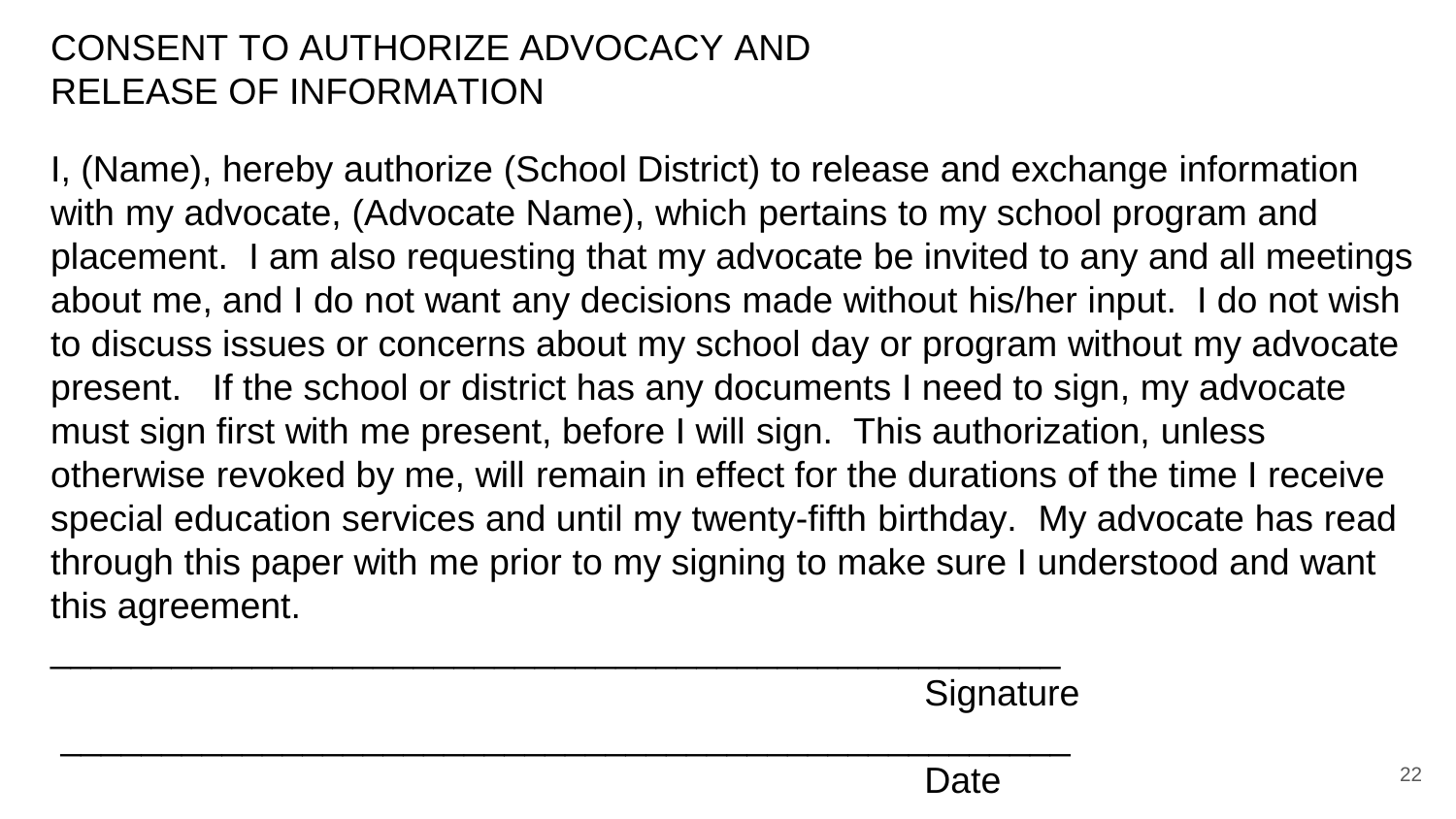# CONSENT TO AUTHORIZE ADVOCACY AND RELEASE OF INFORMATION

I, (Name), hereby authorize (School District) to release and exchange information with my advocate, (Advocate Name), which pertains to my school program and placement.  I am also requesting that my advocate be invited to any and all meetings about me, and I do not want any decisions made without his/her input.  I do not wish to discuss issues or concerns about my school day or program without my advocate present.   If the school or district has any documents I need to sign, my advocate must sign first with me present, before I will sign.  This authorization, unless otherwise revoked by me, will remain in effect for the durations of the time I receive special education services and until my twenty-fifth birthday.  My advocate has read through this paper with me prior to my signing to make sure I understood and want this agreement.

_______________________________________________________

Signature

_______________________________________________________

Date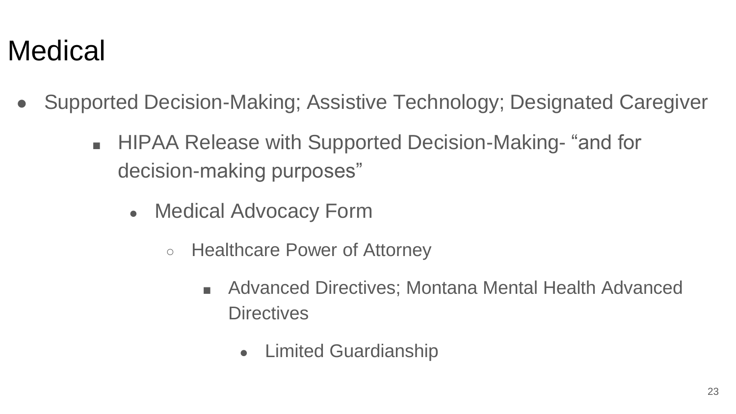# Medical

- Supported Decision-Making; Assistive Technology; Designated Caregiver
    - HIPAA Release with Supported Decision-Making- "and for decision-making purposes"
        - Medical Advocacy Form
            - Healthcare Power of Attorney
                - Advanced Directives; Montana Mental Health Advanced Directives
                    - Limited Guardianship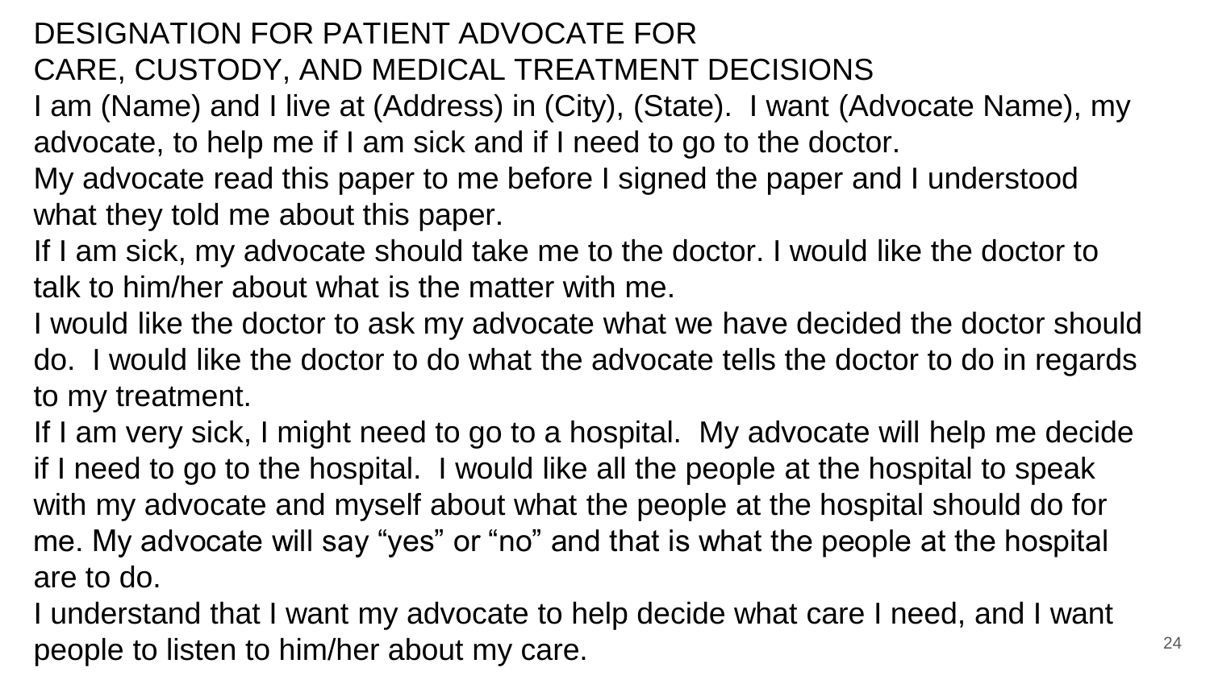# DESIGNATION FOR PATIENT ADVOCATE FOR CARE, CUSTODY, AND MEDICAL TREATMENT DECISIONS

I am (Name) and I live at (Address) in (City), (State). I want (Advocate Name), my advocate, to help me if I am sick and if I need to go to the doctor.

My advocate read this paper to me before I signed the paper and I understood what they told me about this paper.

If I am sick, my advocate should take me to the doctor. I would like the doctor to talk to him/her about what is the matter with me.

I would like the doctor to ask my advocate what we have decided the doctor should do. I would like the doctor to do what the advocate tells the doctor to do in regards to my treatment.

If I am very sick, I might need to go to a hospital. My advocate will help me decide if I need to go to the hospital. I would like all the people at the hospital to speak with my advocate and myself about what the people at the hospital should do for me. My advocate will say “yes” or “no” and that is what the people at the hospital are to do.

I understand that I want my advocate to help decide what care I need, and I want people to listen to him/her about my care.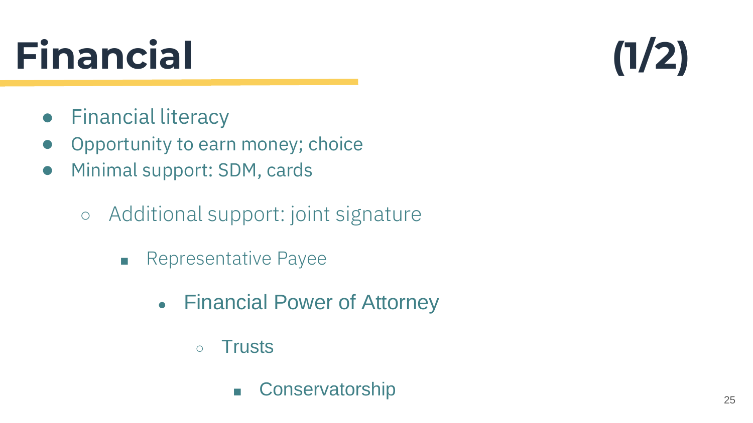# Financial (1/2)

- Financial literacy
- Opportunity to earn money; choice
- Minimal support: SDM, cards
  - Additional support: joint signature
    - Representative Payee
      - Financial Power of Attorney
        - Trusts
          - Conservatorship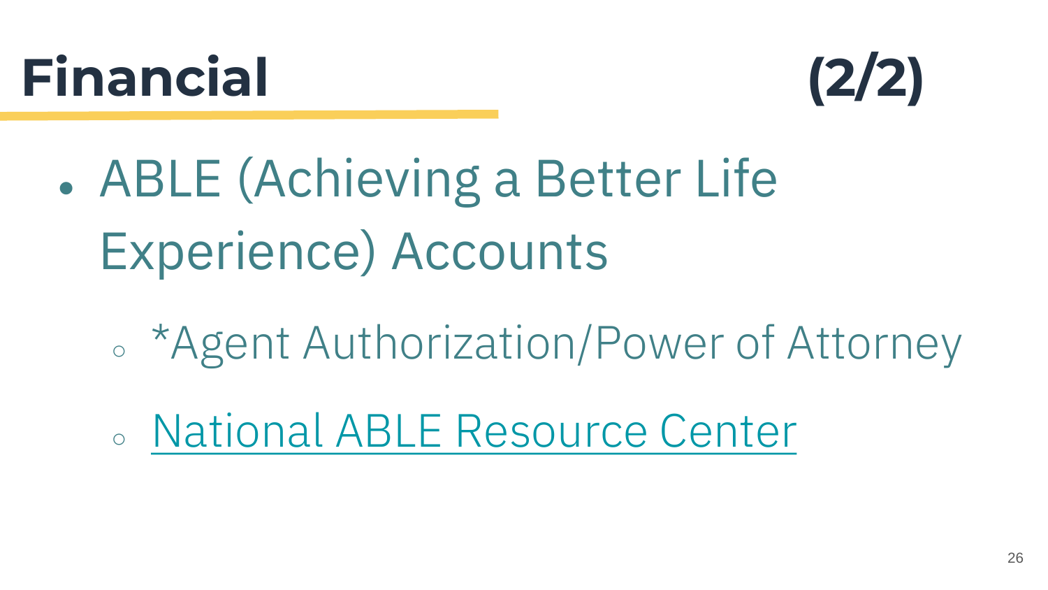# Financial (2/2)

- ABLE (Achieving a Better Life Experience) Accounts
  - *Agent Authorization/Power of Attorney
  - National ABLE Resource Center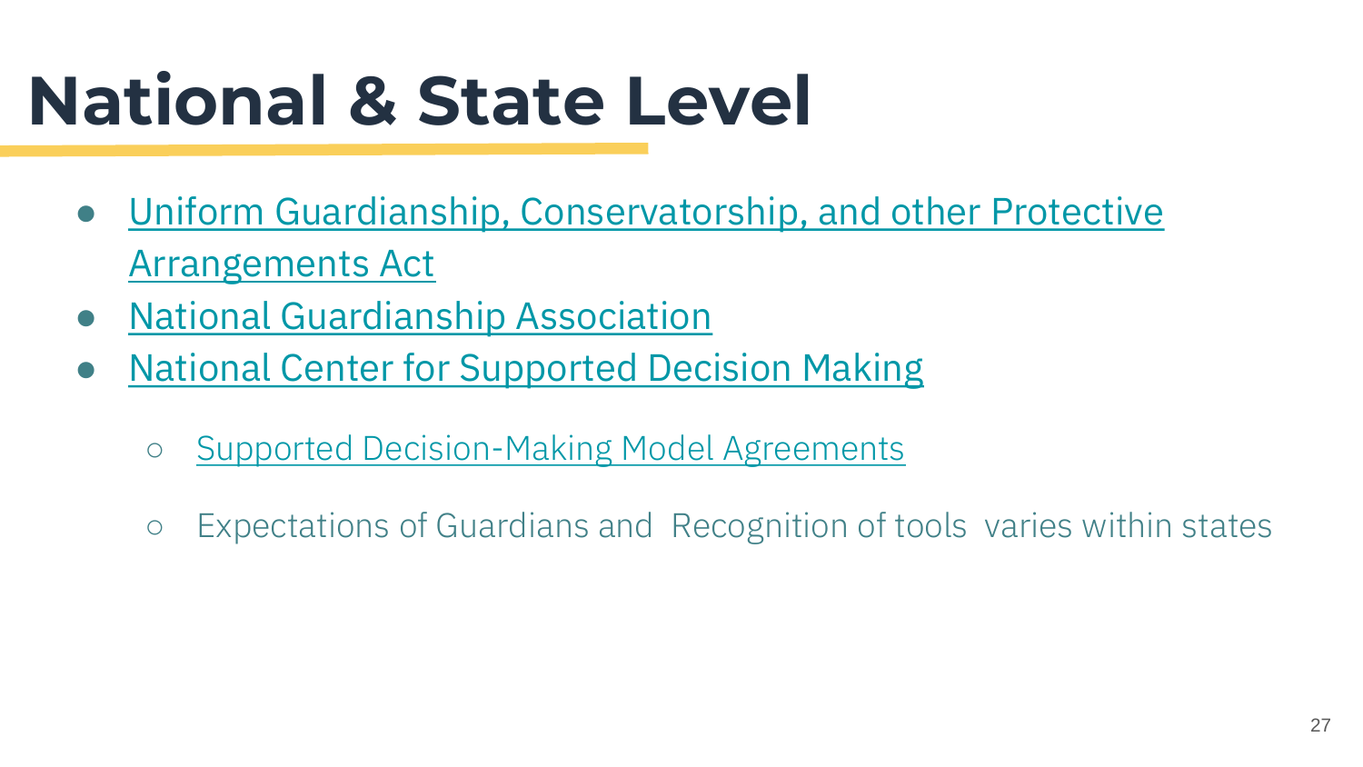# National & State Level

- Uniform Guardianship, Conservatorship, and other Protective Arrangements Act
- National Guardianship Association
- National Center for Supported Decision Making
  - Supported Decision-Making Model Agreements
  - Expectations of Guardians and Recognition of tools varies within states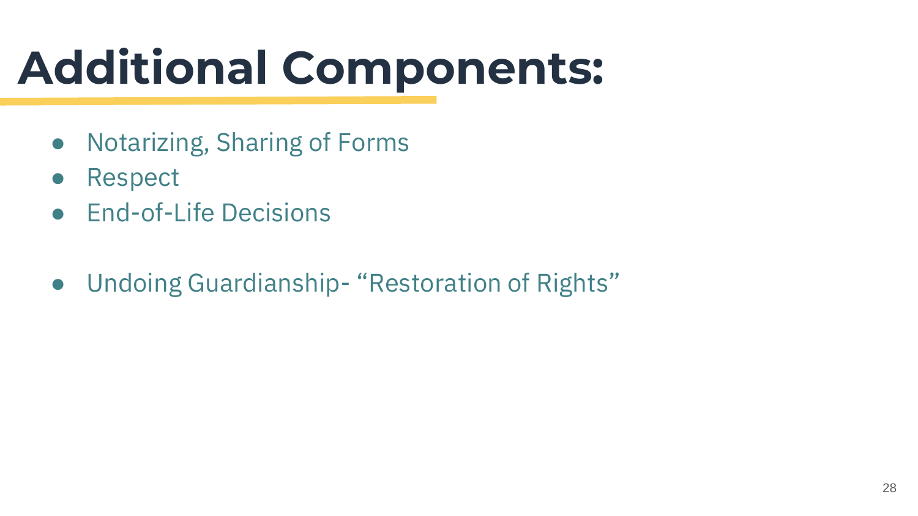# Additional Components:

- Notarizing, Sharing of Forms
- Respect
- End-of-Life Decisions

- Undoing Guardianship- “Restoration of Rights”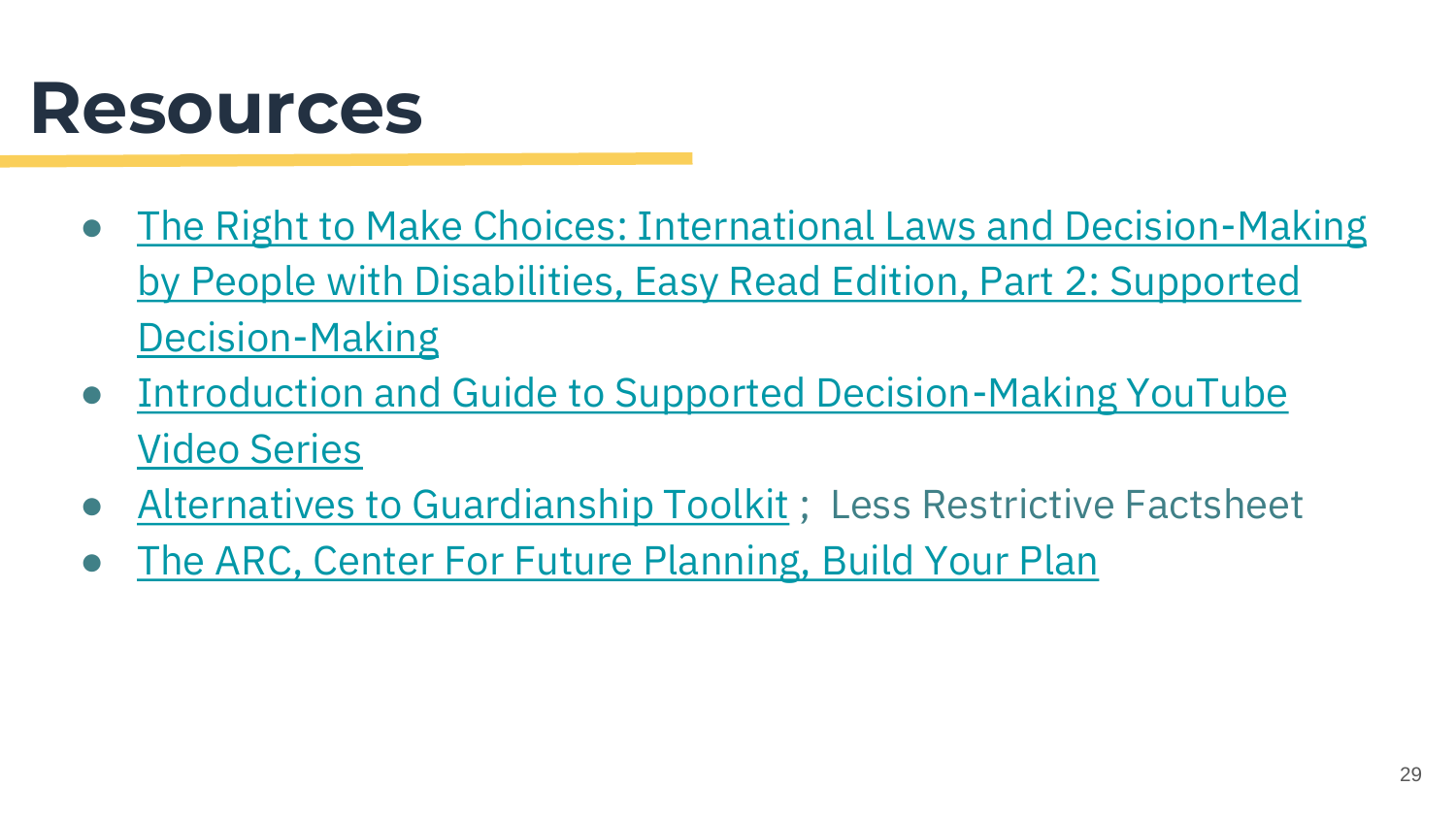# Resources

- The Right to Make Choices: International Laws and Decision-Making by People with Disabilities, Easy Read Edition, Part 2: Supported Decision-Making
- Introduction and Guide to Supported Decision-Making YouTube Video Series
- Alternatives to Guardianship Toolkit ; Less Restrictive Factsheet
- The ARC, Center For Future Planning, Build Your Plan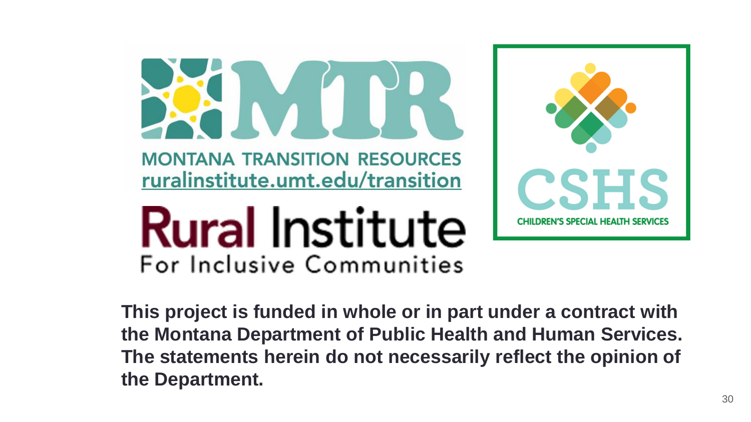MONTANA TRANSITION RESOURCES
ruralinstitute.umt.edu/transition

Rural Institute
For Inclusive Communities

CSHS
CHILDREN'S SPECIAL HEALTH SERVICES

**This project is funded in whole or in part under a contract with the Montana Department of Public Health and Human Services. The statements herein do not necessarily reflect the opinion of the Department.**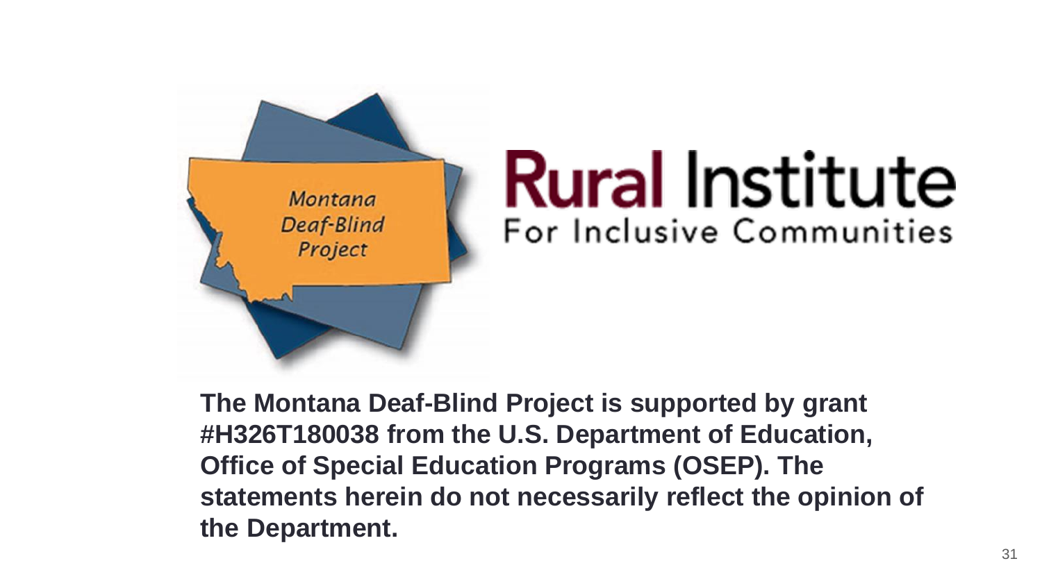Montana Deaf-Blind Project

Rural Institute
For Inclusive Communities

**The Montana Deaf-Blind Project is supported by grant #H326T180038 from the U.S. Department of Education, Office of Special Education Programs (OSEP). The statements herein do not necessarily reflect the opinion of the Department.**